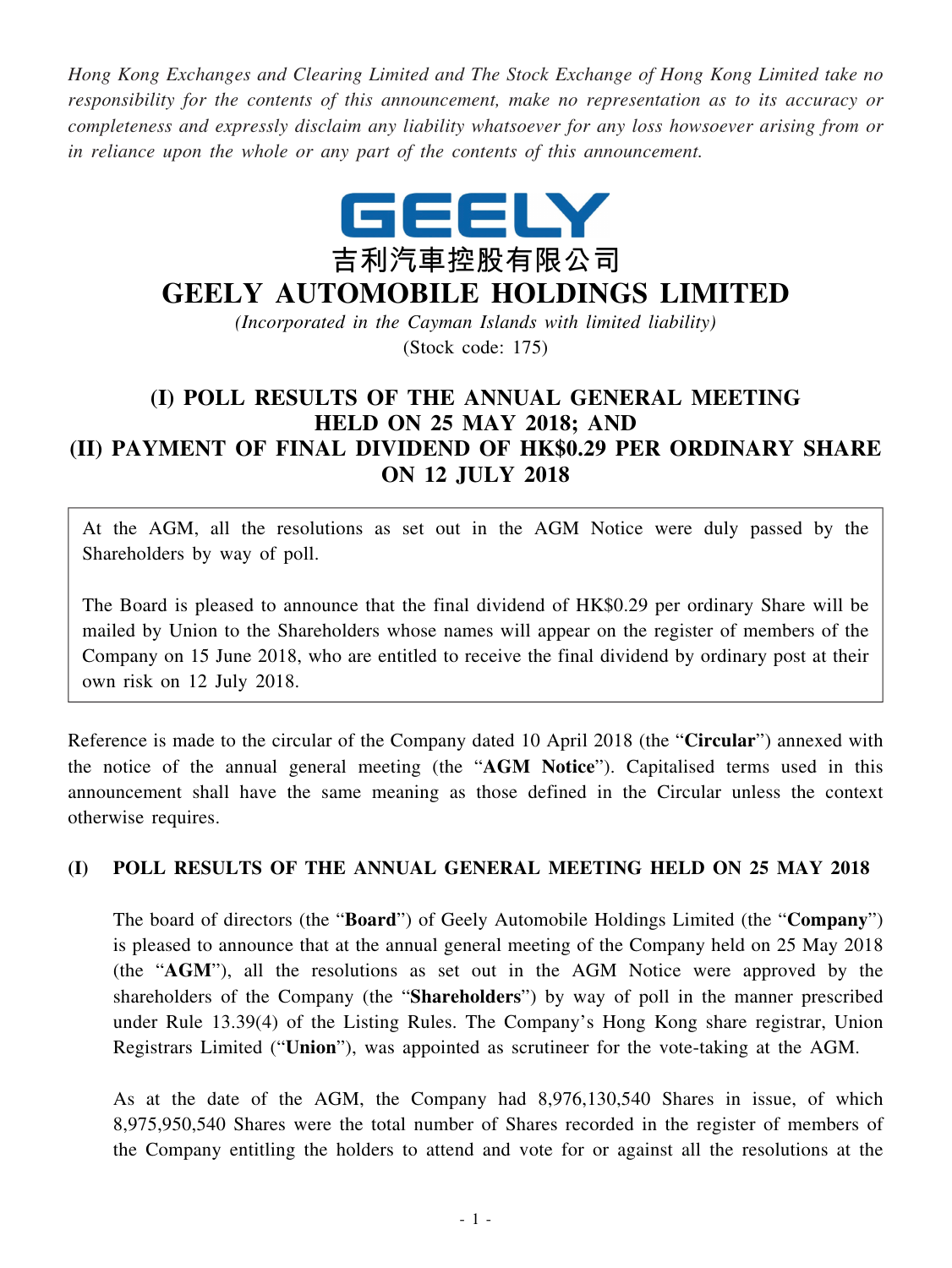*Hong Kong Exchanges and Clearing Limited and The Stock Exchange of Hong Kong Limited take no responsibility for the contents of this announcement, make no representation as to its accuracy or completeness and expressly disclaim any liability whatsoever for any loss howsoever arising from or in reliance upon the whole or any part of the contents of this announcement.*

GEELY

吉利汽車控股有限公司

# GEELY AUTOMOBILE HOLDINGS LIMITED

*(Incorporated in the Cayman Islands with limited liability)*

(Stock code: 175)

## (I) POLL RESULTS OF THE ANNUAL GENERAL MEETING HELD ON 25 MAY 2018; AND (II) PAYMENT OF FINAL DIVIDEND OF HK$0.29 PER ORDINARY SHARE ON 12 JULY 2018

At the AGM, all the resolutions as set out in the AGM Notice were duly passed by the Shareholders by way of poll.

The Board is pleased to announce that the final dividend of HK$0.29 per ordinary Share will be mailed by Union to the Shareholders whose names will appear on the register of members of the Company on 15 June 2018, who are entitled to receive the final dividend by ordinary post at their own risk on 12 July 2018.

Reference is made to the circular of the Company dated 10 April 2018 (the "**Circular**") annexed with the notice of the annual general meeting (the "**AGM Notice**"). Capitalised terms used in this announcement shall have the same meaning as those defined in the Circular unless the context otherwise requires.

### (I) POLL RESULTS OF THE ANNUAL GENERAL MEETING HELD ON 25 MAY 2018

The board of directors (the "**Board**") of Geely Automobile Holdings Limited (the "**Company**") is pleased to announce that at the annual general meeting of the Company held on 25 May 2018 (the "**AGM**"), all the resolutions as set out in the AGM Notice were approved by the shareholders of the Company (the "**Shareholders**") by way of poll in the manner prescribed under Rule 13.39(4) of the Listing Rules. The Company's Hong Kong share registrar, Union Registrars Limited ("**Union**"), was appointed as scrutineer for the vote-taking at the AGM.

As at the date of the AGM, the Company had 8,976,130,540 Shares in issue, of which 8,975,950,540 Shares were the total number of Shares recorded in the register of members of the Company entitling the holders to attend and vote for or against all the resolutions at the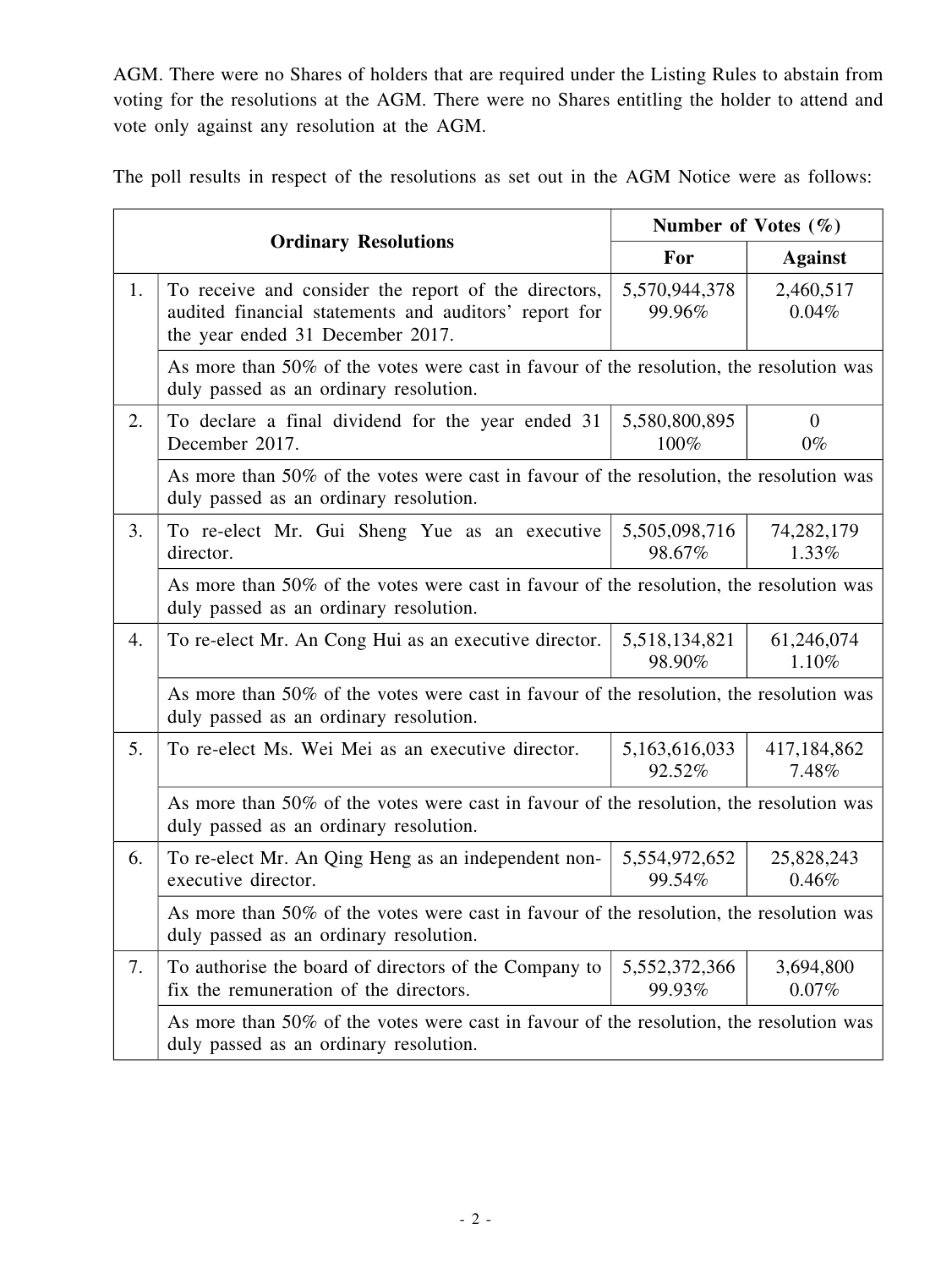AGM. There were no Shares of holders that are required under the Listing Rules to abstain from voting for the resolutions at the AGM. There were no Shares entitling the holder to attend and vote only against any resolution at the AGM.

The poll results in respect of the resolutions as set out in the AGM Notice were as follows:

| Ordinary Resolutions | | Number of Votes (%) | |
|---|---|---|---|
| | | For | Against |
| 1. | To receive and consider the report of the directors, audited financial statements and auditors' report for the year ended 31 December 2017. | 5,570,944,378<br>99.96% | 2,460,517<br>0.04% |
| | As more than 50% of the votes were cast in favour of the resolution, the resolution was duly passed as an ordinary resolution. | | |
| 2. | To declare a final dividend for the year ended 31 December 2017. | 5,580,800,895<br>100% | 0<br>0% |
| | As more than 50% of the votes were cast in favour of the resolution, the resolution was duly passed as an ordinary resolution. | | |
| 3. | To re-elect Mr. Gui Sheng Yue as an executive director. | 5,505,098,716<br>98.67% | 74,282,179<br>1.33% |
| | As more than 50% of the votes were cast in favour of the resolution, the resolution was duly passed as an ordinary resolution. | | |
| 4. | To re-elect Mr. An Cong Hui as an executive director. | 5,518,134,821<br>98.90% | 61,246,074<br>1.10% |
| | As more than 50% of the votes were cast in favour of the resolution, the resolution was duly passed as an ordinary resolution. | | |
| 5. | To re-elect Ms. Wei Mei as an executive director. | 5,163,616,033<br>92.52% | 417,184,862<br>7.48% |
| | As more than 50% of the votes were cast in favour of the resolution, the resolution was duly passed as an ordinary resolution. | | |
| 6. | To re-elect Mr. An Qing Heng as an independent non-executive director. | 5,554,972,652<br>99.54% | 25,828,243<br>0.46% |
| | As more than 50% of the votes were cast in favour of the resolution, the resolution was duly passed as an ordinary resolution. | | |
| 7. | To authorise the board of directors of the Company to fix the remuneration of the directors. | 5,552,372,366<br>99.93% | 3,694,800<br>0.07% |
| | As more than 50% of the votes were cast in favour of the resolution, the resolution was duly passed as an ordinary resolution. | | |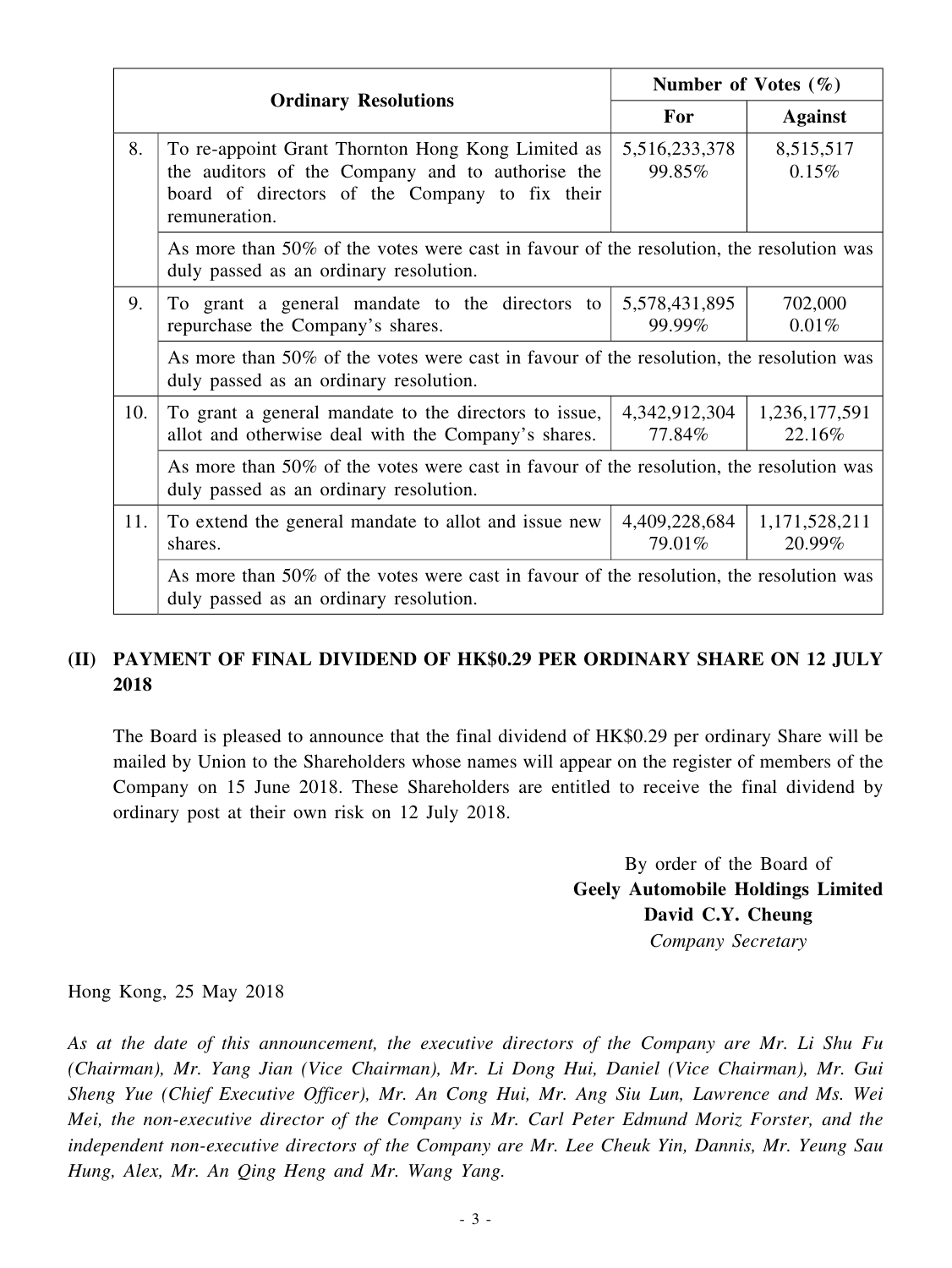| Ordinary Resolutions | | Number of Votes (%) | |
|---|---|---|---|
| | | For | Against |
| 8. | To re-appoint Grant Thornton Hong Kong Limited as the auditors of the Company and to authorise the board of directors of the Company to fix their remuneration. | 5,516,233,378 99.85% | 8,515,517 0.15% |
| | As more than 50% of the votes were cast in favour of the resolution, the resolution was duly passed as an ordinary resolution. | | |
| 9. | To grant a general mandate to the directors to repurchase the Company's shares. | 5,578,431,895 99.99% | 702,000 0.01% |
| | As more than 50% of the votes were cast in favour of the resolution, the resolution was duly passed as an ordinary resolution. | | |
| 10. | To grant a general mandate to the directors to issue, allot and otherwise deal with the Company's shares. | 4,342,912,304 77.84% | 1,236,177,591 22.16% |
| | As more than 50% of the votes were cast in favour of the resolution, the resolution was duly passed as an ordinary resolution. | | |
| 11. | To extend the general mandate to allot and issue new shares. | 4,409,228,684 79.01% | 1,171,528,211 20.99% |
| | As more than 50% of the votes were cast in favour of the resolution, the resolution was duly passed as an ordinary resolution. | | |

## (II) PAYMENT OF FINAL DIVIDEND OF HK$0.29 PER ORDINARY SHARE ON 12 JULY 2018

The Board is pleased to announce that the final dividend of HK$0.29 per ordinary Share will be mailed by Union to the Shareholders whose names will appear on the register of members of the Company on 15 June 2018. These Shareholders are entitled to receive the final dividend by ordinary post at their own risk on 12 July 2018.

By order of the Board of
**Geely Automobile Holdings Limited**
**David C.Y. Cheung**
*Company Secretary*

Hong Kong, 25 May 2018

*As at the date of this announcement, the executive directors of the Company are Mr. Li Shu Fu (Chairman), Mr. Yang Jian (Vice Chairman), Mr. Li Dong Hui, Daniel (Vice Chairman), Mr. Gui Sheng Yue (Chief Executive Officer), Mr. An Cong Hui, Mr. Ang Siu Lun, Lawrence and Ms. Wei Mei, the non-executive director of the Company is Mr. Carl Peter Edmund Moriz Forster, and the independent non-executive directors of the Company are Mr. Lee Cheuk Yin, Dannis, Mr. Yeung Sau Hung, Alex, Mr. An Qing Heng and Mr. Wang Yang.*